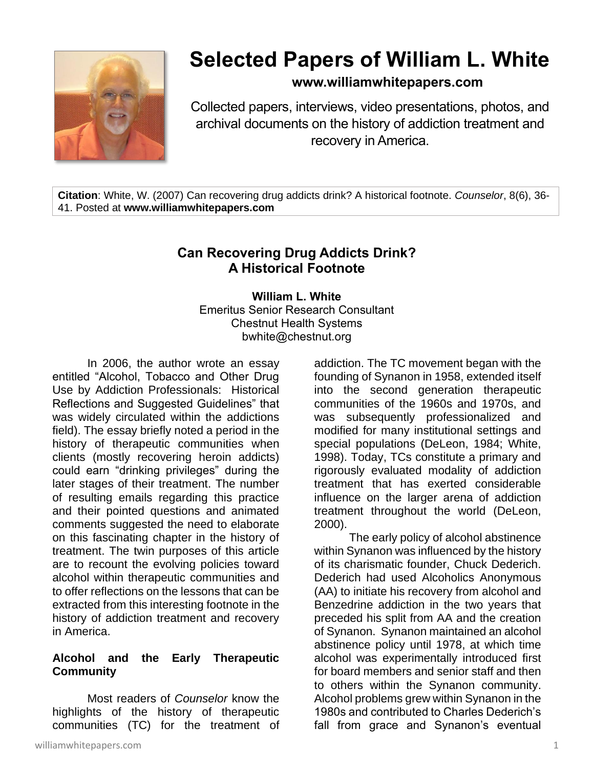# Selected Papers of William L. White

**www.williamwhitepapers.com**

Collected papers, interviews, video presentations, photos, and archival documents on the history of addiction treatment and recovery in America.

**Citation**: White, W. (2007) Can recovering drug addicts drink? A historical footnote. *Counselor*, 8(6), 36-41. Posted at **www.williamwhitepapers.com**

## Can Recovering Drug Addicts Drink? A Historical Footnote

**William L. White**
Emeritus Senior Research Consultant
Chestnut Health Systems
bwhite@chestnut.org

In 2006, the author wrote an essay entitled "Alcohol, Tobacco and Other Drug Use by Addiction Professionals: Historical Reflections and Suggested Guidelines" that was widely circulated within the addictions field). The essay briefly noted a period in the history of therapeutic communities when clients (mostly recovering heroin addicts) could earn "drinking privileges" during the later stages of their treatment. The number of resulting emails regarding this practice and their pointed questions and animated comments suggested the need to elaborate on this fascinating chapter in the history of treatment. The twin purposes of this article are to recount the evolving policies toward alcohol within therapeutic communities and to offer reflections on the lessons that can be extracted from this interesting footnote in the history of addiction treatment and recovery in America.

### Alcohol and the Early Therapeutic Community

Most readers of *Counselor* know the highlights of the history of therapeutic communities (TC) for the treatment of addiction. The TC movement began with the founding of Synanon in 1958, extended itself into the second generation therapeutic communities of the 1960s and 1970s, and was subsequently professionalized and modified for many institutional settings and special populations (DeLeon, 1984; White, 1998). Today, TCs constitute a primary and rigorously evaluated modality of addiction treatment that has exerted considerable influence on the larger arena of addiction treatment throughout the world (DeLeon, 2000).

The early policy of alcohol abstinence within Synanon was influenced by the history of its charismatic founder, Chuck Dederich. Dederich had used Alcoholics Anonymous (AA) to initiate his recovery from alcohol and Benzedrine addiction in the two years that preceded his split from AA and the creation of Synanon. Synanon maintained an alcohol abstinence policy until 1978, at which time alcohol was experimentally introduced first for board members and senior staff and then to others within the Synanon community. Alcohol problems grew within Synanon in the 1980s and contributed to Charles Dederich's fall from grace and Synanon's eventual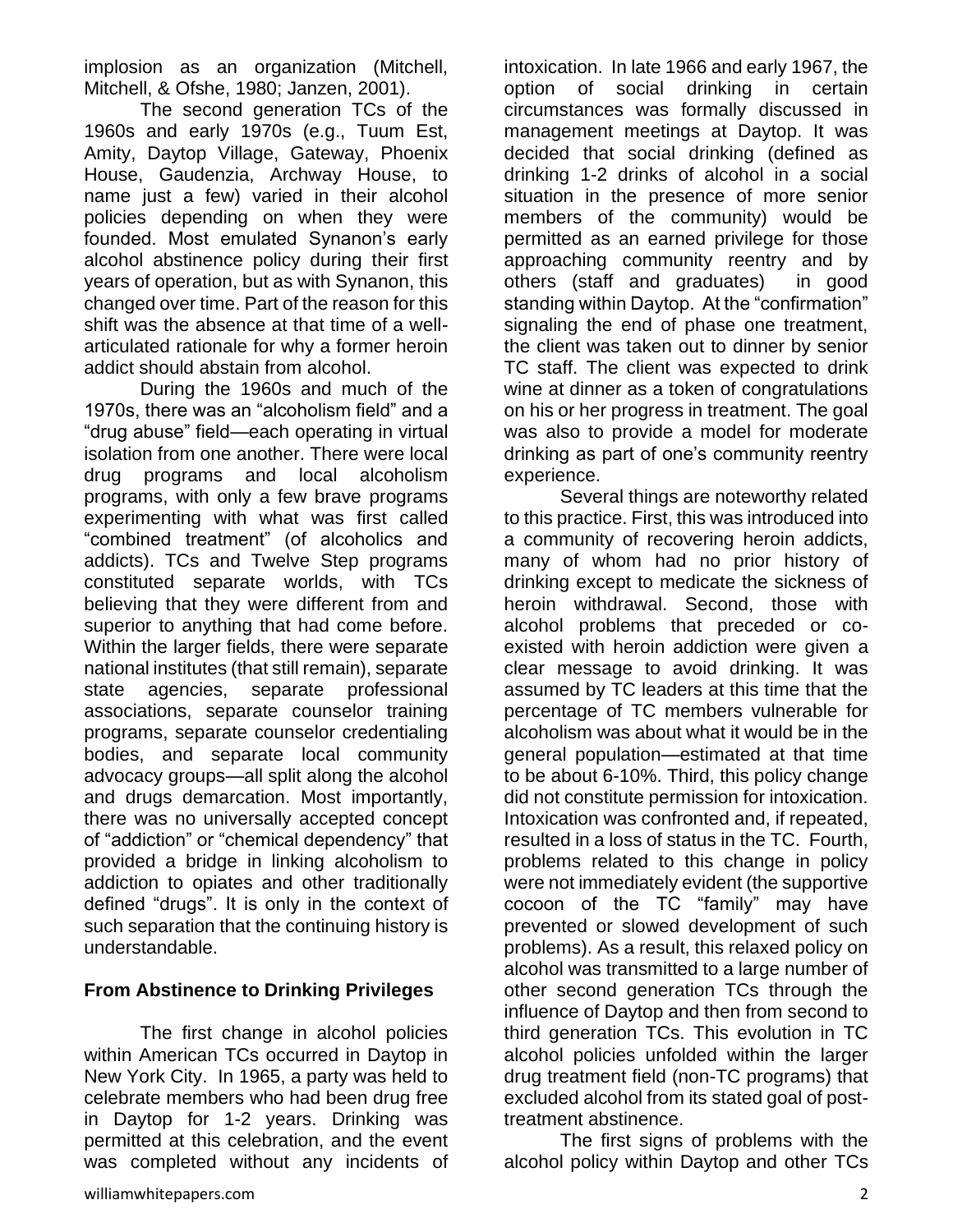implosion as an organization (Mitchell, Mitchell, & Ofshe, 1980; Janzen, 2001).

The second generation TCs of the 1960s and early 1970s (e.g., Tuum Est, Amity, Daytop Village, Gateway, Phoenix House, Gaudenzia, Archway House, to name just a few) varied in their alcohol policies depending on when they were founded. Most emulated Synanon's early alcohol abstinence policy during their first years of operation, but as with Synanon, this changed over time. Part of the reason for this shift was the absence at that time of a well-articulated rationale for why a former heroin addict should abstain from alcohol.

During the 1960s and much of the 1970s, there was an "alcoholism field" and a "drug abuse" field—each operating in virtual isolation from one another. There were local drug programs and local alcoholism programs, with only a few brave programs experimenting with what was first called "combined treatment" (of alcoholics and addicts). TCs and Twelve Step programs constituted separate worlds, with TCs believing that they were different from and superior to anything that had come before. Within the larger fields, there were separate national institutes (that still remain), separate state agencies, separate professional associations, separate counselor training programs, separate counselor credentialing bodies, and separate local community advocacy groups—all split along the alcohol and drugs demarcation. Most importantly, there was no universally accepted concept of "addiction" or "chemical dependency" that provided a bridge in linking alcoholism to addiction to opiates and other traditionally defined "drugs". It is only in the context of such separation that the continuing history is understandable.

## From Abstinence to Drinking Privileges

The first change in alcohol policies within American TCs occurred in Daytop in New York City. In 1965, a party was held to celebrate members who had been drug free in Daytop for 1-2 years. Drinking was permitted at this celebration, and the event was completed without any incidents of intoxication. In late 1966 and early 1967, the option of social drinking in certain circumstances was formally discussed in management meetings at Daytop. It was decided that social drinking (defined as drinking 1-2 drinks of alcohol in a social situation in the presence of more senior members of the community) would be permitted as an earned privilege for those approaching community reentry and by others (staff and graduates) in good standing within Daytop. At the "confirmation" signaling the end of phase one treatment, the client was taken out to dinner by senior TC staff. The client was expected to drink wine at dinner as a token of congratulations on his or her progress in treatment. The goal was also to provide a model for moderate drinking as part of one's community reentry experience.

Several things are noteworthy related to this practice. First, this was introduced into a community of recovering heroin addicts, many of whom had no prior history of drinking except to medicate the sickness of heroin withdrawal. Second, those with alcohol problems that preceded or co-existed with heroin addiction were given a clear message to avoid drinking. It was assumed by TC leaders at this time that the percentage of TC members vulnerable for alcoholism was about what it would be in the general population—estimated at that time to be about 6-10%. Third, this policy change did not constitute permission for intoxication. Intoxication was confronted and, if repeated, resulted in a loss of status in the TC. Fourth, problems related to this change in policy were not immediately evident (the supportive cocoon of the TC "family" may have prevented or slowed development of such problems). As a result, this relaxed policy on alcohol was transmitted to a large number of other second generation TCs through the influence of Daytop and then from second to third generation TCs. This evolution in TC alcohol policies unfolded within the larger drug treatment field (non-TC programs) that excluded alcohol from its stated goal of post-treatment abstinence.

The first signs of problems with the alcohol policy within Daytop and other TCs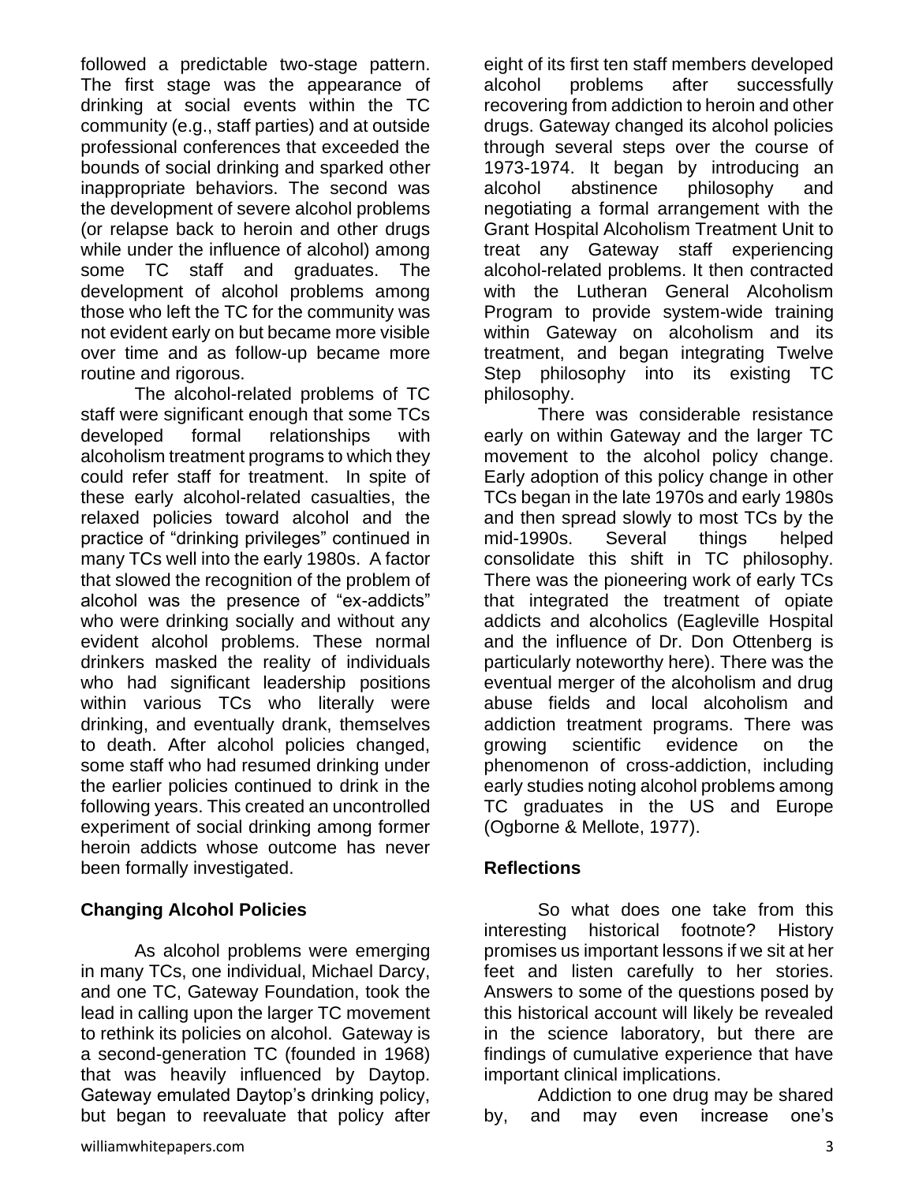followed a predictable two-stage pattern. The first stage was the appearance of drinking at social events within the TC community (e.g., staff parties) and at outside professional conferences that exceeded the bounds of social drinking and sparked other inappropriate behaviors. The second was the development of severe alcohol problems (or relapse back to heroin and other drugs while under the influence of alcohol) among some TC staff and graduates. The development of alcohol problems among those who left the TC for the community was not evident early on but became more visible over time and as follow-up became more routine and rigorous.

The alcohol-related problems of TC staff were significant enough that some TCs developed formal relationships with alcoholism treatment programs to which they could refer staff for treatment. In spite of these early alcohol-related casualties, the relaxed policies toward alcohol and the practice of "drinking privileges" continued in many TCs well into the early 1980s. A factor that slowed the recognition of the problem of alcohol was the presence of "ex-addicts" who were drinking socially and without any evident alcohol problems. These normal drinkers masked the reality of individuals who had significant leadership positions within various TCs who literally were drinking, and eventually drank, themselves to death. After alcohol policies changed, some staff who had resumed drinking under the earlier policies continued to drink in the following years. This created an uncontrolled experiment of social drinking among former heroin addicts whose outcome has never been formally investigated.

## Changing Alcohol Policies

As alcohol problems were emerging in many TCs, one individual, Michael Darcy, and one TC, Gateway Foundation, took the lead in calling upon the larger TC movement to rethink its policies on alcohol. Gateway is a second-generation TC (founded in 1968) that was heavily influenced by Daytop. Gateway emulated Daytop's drinking policy, but began to reevaluate that policy after eight of its first ten staff members developed alcohol problems after successfully recovering from addiction to heroin and other drugs. Gateway changed its alcohol policies through several steps over the course of 1973-1974. It began by introducing an alcohol abstinence philosophy and negotiating a formal arrangement with the Grant Hospital Alcoholism Treatment Unit to treat any Gateway staff experiencing alcohol-related problems. It then contracted with the Lutheran General Alcoholism Program to provide system-wide training within Gateway on alcoholism and its treatment, and began integrating Twelve Step philosophy into its existing TC philosophy.

There was considerable resistance early on within Gateway and the larger TC movement to the alcohol policy change. Early adoption of this policy change in other TCs began in the late 1970s and early 1980s and then spread slowly to most TCs by the mid-1990s. Several things helped consolidate this shift in TC philosophy. There was the pioneering work of early TCs that integrated the treatment of opiate addicts and alcoholics (Eagleville Hospital and the influence of Dr. Don Ottenberg is particularly noteworthy here). There was the eventual merger of the alcoholism and drug abuse fields and local alcoholism and addiction treatment programs. There was growing scientific evidence on the phenomenon of cross-addiction, including early studies noting alcohol problems among TC graduates in the US and Europe (Ogborne & Mellote, 1977).

## Reflections

So what does one take from this interesting historical footnote? History promises us important lessons if we sit at her feet and listen carefully to her stories. Answers to some of the questions posed by this historical account will likely be revealed in the science laboratory, but there are findings of cumulative experience that have important clinical implications.

Addiction to one drug may be shared by, and may even increase one's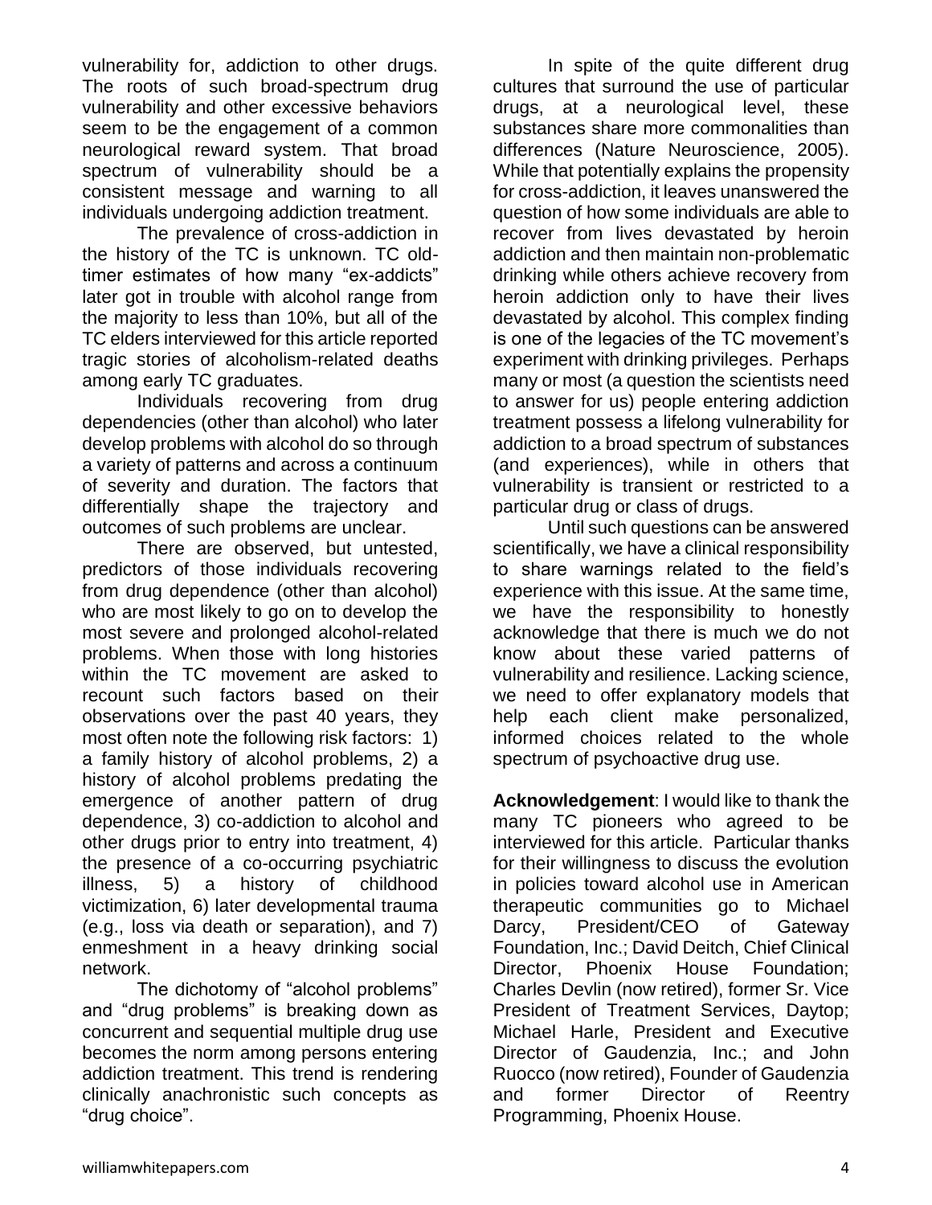vulnerability for, addiction to other drugs. The roots of such broad-spectrum drug vulnerability and other excessive behaviors seem to be the engagement of a common neurological reward system. That broad spectrum of vulnerability should be a consistent message and warning to all individuals undergoing addiction treatment.

The prevalence of cross-addiction in the history of the TC is unknown. TC old-timer estimates of how many "ex-addicts" later got in trouble with alcohol range from the majority to less than 10%, but all of the TC elders interviewed for this article reported tragic stories of alcoholism-related deaths among early TC graduates.

Individuals recovering from drug dependencies (other than alcohol) who later develop problems with alcohol do so through a variety of patterns and across a continuum of severity and duration. The factors that differentially shape the trajectory and outcomes of such problems are unclear.

There are observed, but untested, predictors of those individuals recovering from drug dependence (other than alcohol) who are most likely to go on to develop the most severe and prolonged alcohol-related problems. When those with long histories within the TC movement are asked to recount such factors based on their observations over the past 40 years, they most often note the following risk factors: 1) a family history of alcohol problems, 2) a history of alcohol problems predating the emergence of another pattern of drug dependence, 3) co-addiction to alcohol and other drugs prior to entry into treatment, 4) the presence of a co-occurring psychiatric illness, 5) a history of childhood victimization, 6) later developmental trauma (e.g., loss via death or separation), and 7) enmeshment in a heavy drinking social network.

The dichotomy of "alcohol problems" and "drug problems" is breaking down as concurrent and sequential multiple drug use becomes the norm among persons entering addiction treatment. This trend is rendering clinically anachronistic such concepts as "drug choice".

In spite of the quite different drug cultures that surround the use of particular drugs, at a neurological level, these substances share more commonalities than differences (Nature Neuroscience, 2005). While that potentially explains the propensity for cross-addiction, it leaves unanswered the question of how some individuals are able to recover from lives devastated by heroin addiction and then maintain non-problematic drinking while others achieve recovery from heroin addiction only to have their lives devastated by alcohol. This complex finding is one of the legacies of the TC movement's experiment with drinking privileges. Perhaps many or most (a question the scientists need to answer for us) people entering addiction treatment possess a lifelong vulnerability for addiction to a broad spectrum of substances (and experiences), while in others that vulnerability is transient or restricted to a particular drug or class of drugs.

Until such questions can be answered scientifically, we have a clinical responsibility to share warnings related to the field's experience with this issue. At the same time, we have the responsibility to honestly acknowledge that there is much we do not know about these varied patterns of vulnerability and resilience. Lacking science, we need to offer explanatory models that help each client make personalized, informed choices related to the whole spectrum of psychoactive drug use.

**Acknowledgement**: I would like to thank the many TC pioneers who agreed to be interviewed for this article. Particular thanks for their willingness to discuss the evolution in policies toward alcohol use in American therapeutic communities go to Michael Darcy, President/CEO of Gateway Foundation, Inc.; David Deitch, Chief Clinical Director, Phoenix House Foundation; Charles Devlin (now retired), former Sr. Vice President of Treatment Services, Daytop; Michael Harle, President and Executive Director of Gaudenzia, Inc.; and John Ruocco (now retired), Founder of Gaudenzia and former Director of Reentry Programming, Phoenix House.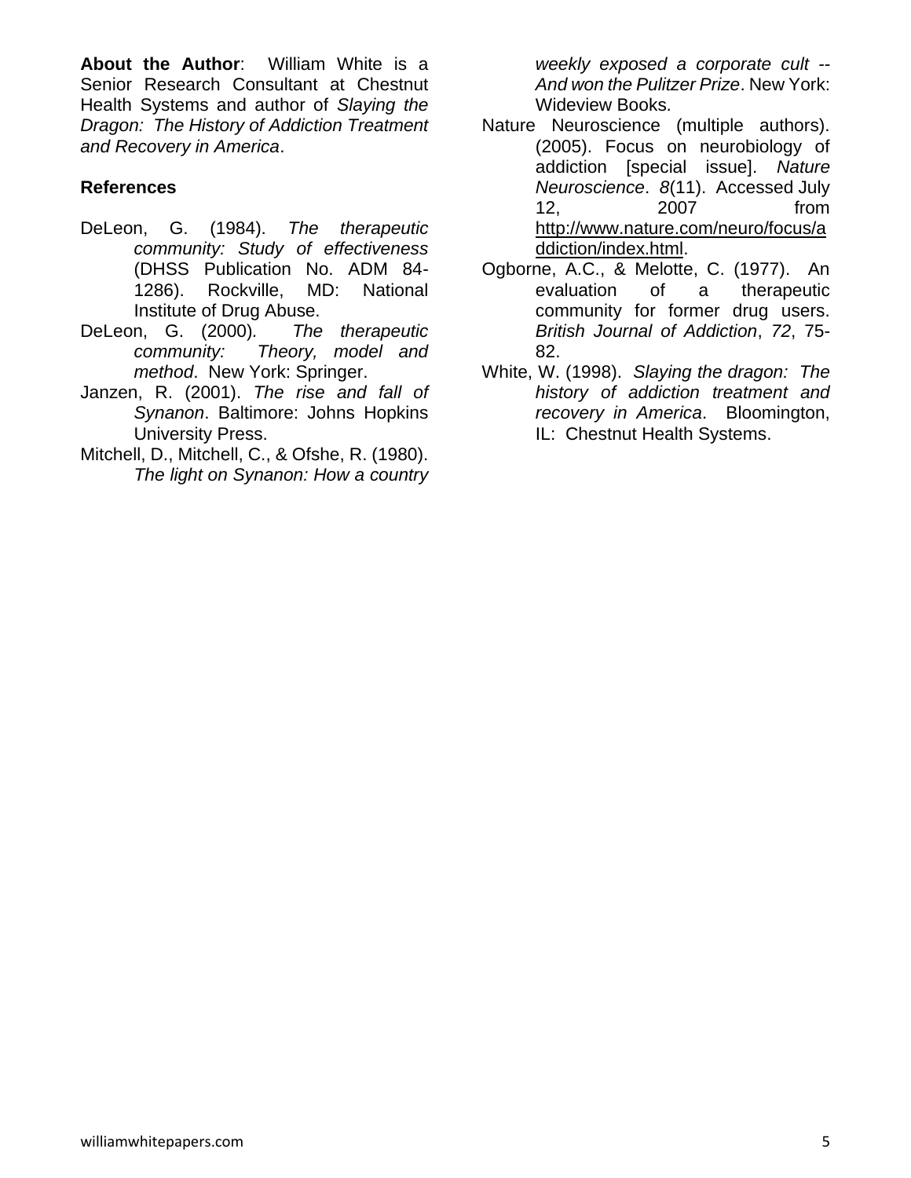**About the Author**: William White is a Senior Research Consultant at Chestnut Health Systems and author of *Slaying the Dragon: The History of Addiction Treatment and Recovery in America*.

## References

DeLeon, G. (1984). *The therapeutic community: Study of effectiveness* (DHSS Publication No. ADM 84-1286). Rockville, MD: National Institute of Drug Abuse.

DeLeon, G. (2000). *The therapeutic community: Theory, model and method*. New York: Springer.

Janzen, R. (2001). *The rise and fall of Synanon*. Baltimore: Johns Hopkins University Press.

Mitchell, D., Mitchell, C., & Ofshe, R. (1980). *The light on Synanon: How a country weekly exposed a corporate cult -- And won the Pulitzer Prize*. New York: Wideview Books.

Nature Neuroscience (multiple authors). (2005). Focus on neurobiology of addiction [special issue]. *Nature Neuroscience*. *8*(11). Accessed July 12, 2007 from http://www.nature.com/neuro/focus/addiction/index.html.

Ogborne, A.C., & Melotte, C. (1977). An evaluation of a therapeutic community for former drug users. *British Journal of Addiction*, *72*, 75-82.

White, W. (1998). *Slaying the dragon: The history of addiction treatment and recovery in America*. Bloomington, IL: Chestnut Health Systems.